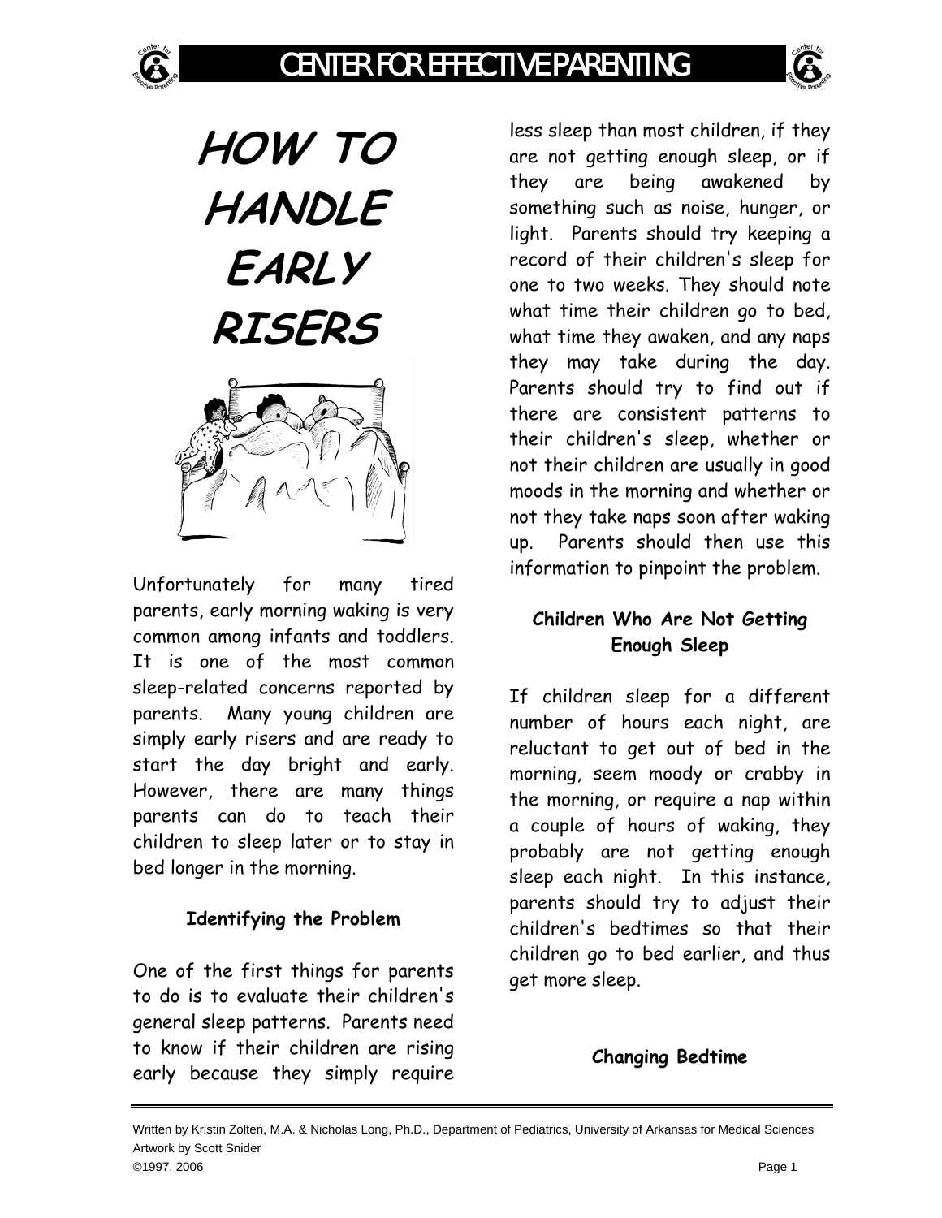# HOW TO HANDLE EARLY RISERS

Unfortunately for many tired parents, early morning waking is very common among infants and toddlers. It is one of the most common sleep-related concerns reported by parents. Many young children are simply early risers and are ready to start the day bright and early. However, there are many things parents can do to teach their children to sleep later or to stay in bed longer in the morning.

### Identifying the Problem

One of the first things for parents to do is to evaluate their children's general sleep patterns. Parents need to know if their children are rising early because they simply require less sleep than most children, if they are not getting enough sleep, or if they are being awakened by something such as noise, hunger, or light. Parents should try keeping a record of their children's sleep for one to two weeks. They should note what time their children go to bed, what time they awaken, and any naps they may take during the day. Parents should try to find out if there are consistent patterns to their children's sleep, whether or not their children are usually in good moods in the morning and whether or not they take naps soon after waking up. Parents should then use this information to pinpoint the problem.

### Children Who Are Not Getting Enough Sleep

If children sleep for a different number of hours each night, are reluctant to get out of bed in the morning, seem moody or crabby in the morning, or require a nap within a couple of hours of waking, they probably are not getting enough sleep each night. In this instance, parents should try to adjust their children's bedtimes so that their children go to bed earlier, and thus get more sleep.

### Changing Bedtime

Written by Kristin Zolten, M.A. & Nicholas Long, Ph.D., Department of Pediatrics, University of Arkansas for Medical Sciences
Artwork by Scott Snider
©1997, 2006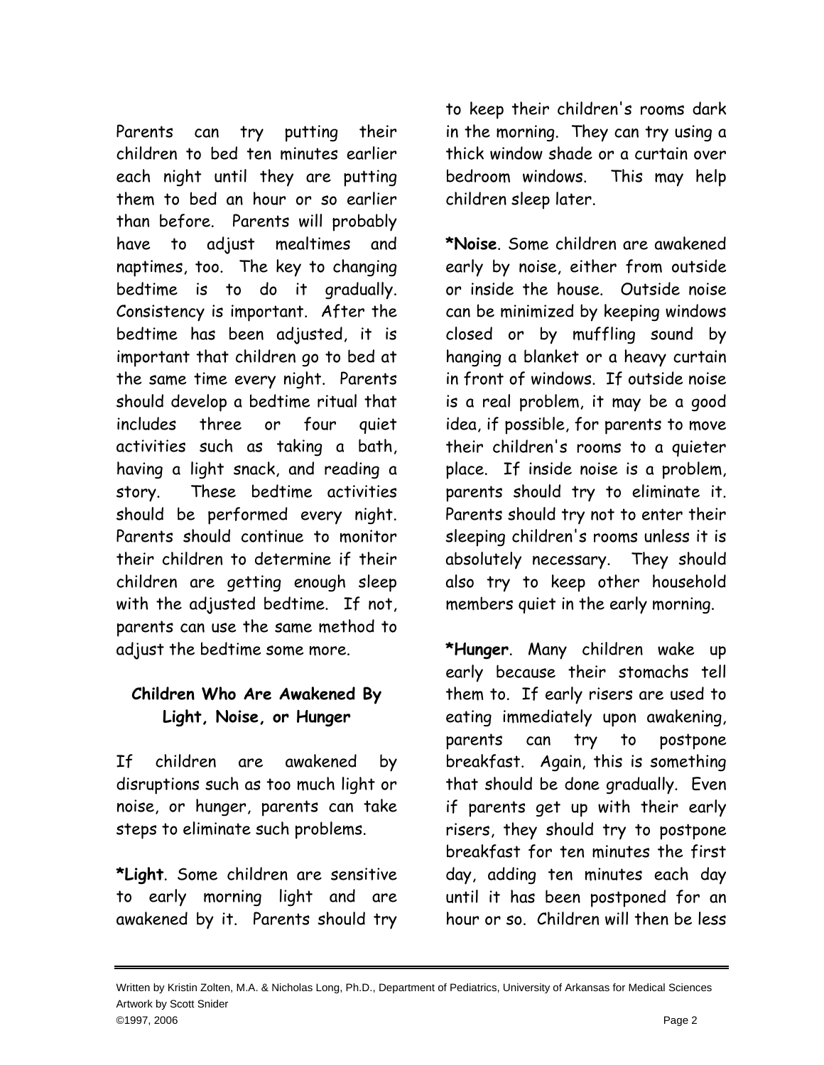Parents can try putting their children to bed ten minutes earlier each night until they are putting them to bed an hour or so earlier than before. Parents will probably have to adjust mealtimes and naptimes, too. The key to changing bedtime is to do it gradually. Consistency is important. After the bedtime has been adjusted, it is important that children go to bed at the same time every night. Parents should develop a bedtime ritual that includes three or four quiet activities such as taking a bath, having a light snack, and reading a story. These bedtime activities should be performed every night. Parents should continue to monitor their children to determine if their children are getting enough sleep with the adjusted bedtime. If not, parents can use the same method to adjust the bedtime some more.

### Children Who Are Awakened By Light, Noise, or Hunger

If children are awakened by disruptions such as too much light or noise, or hunger, parents can take steps to eliminate such problems.

***Light**. Some children are sensitive to early morning light and are awakened by it. Parents should try to keep their children's rooms dark in the morning. They can try using a thick window shade or a curtain over bedroom windows. This may help children sleep later.

***Noise**. Some children are awakened early by noise, either from outside or inside the house. Outside noise can be minimized by keeping windows closed or by muffling sound by hanging a blanket or a heavy curtain in front of windows. If outside noise is a real problem, it may be a good idea, if possible, for parents to move their children's rooms to a quieter place. If inside noise is a problem, parents should try to eliminate it. Parents should try not to enter their sleeping children's rooms unless it is absolutely necessary. They should also try to keep other household members quiet in the early morning.

***Hunger**. Many children wake up early because their stomachs tell them to. If early risers are used to eating immediately upon awakening, parents can try to postpone breakfast. Again, this is something that should be done gradually. Even if parents get up with their early risers, they should try to postpone breakfast for ten minutes the first day, adding ten minutes each day until it has been postponed for an hour or so. Children will then be less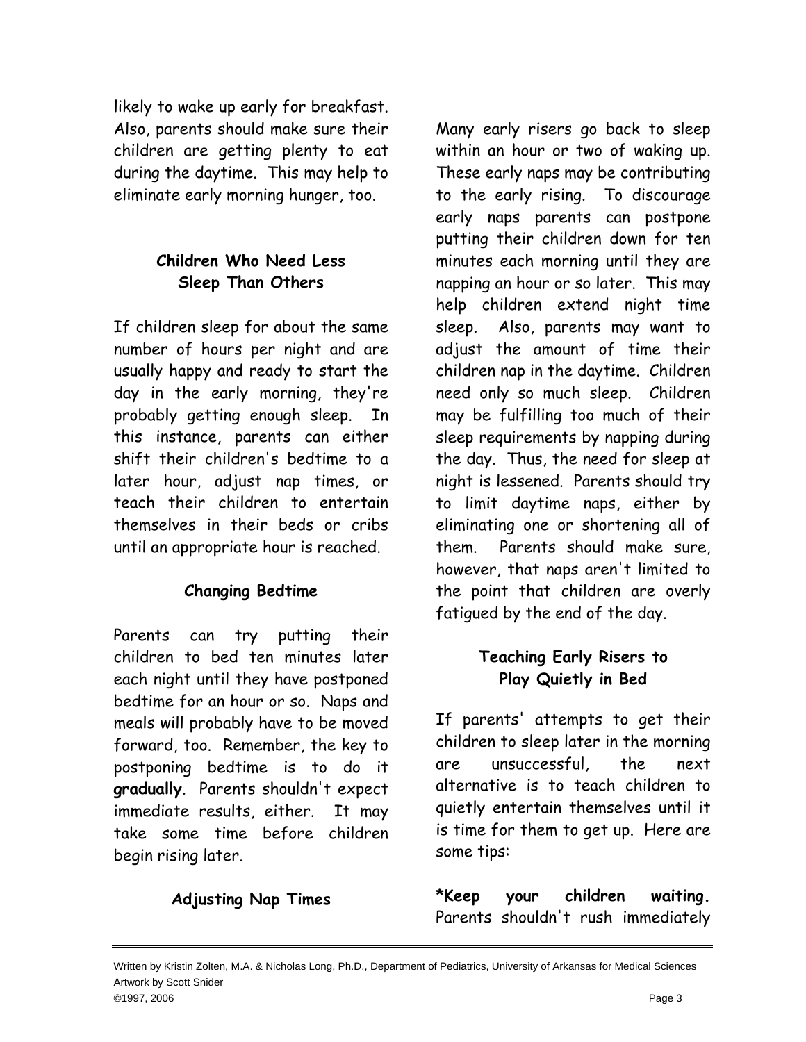likely to wake up early for breakfast. Also, parents should make sure their children are getting plenty to eat during the daytime. This may help to eliminate early morning hunger, too.

### Children Who Need Less Sleep Than Others

If children sleep for about the same number of hours per night and are usually happy and ready to start the day in the early morning, they're probably getting enough sleep. In this instance, parents can either shift their children's bedtime to a later hour, adjust nap times, or teach their children to entertain themselves in their beds or cribs until an appropriate hour is reached.

### Changing Bedtime

Parents can try putting their children to bed ten minutes later each night until they have postponed bedtime for an hour or so. Naps and meals will probably have to be moved forward, too. Remember, the key to postponing bedtime is to do it **gradually**. Parents shouldn't expect immediate results, either. It may take some time before children begin rising later.

### Adjusting Nap Times

Many early risers go back to sleep within an hour or two of waking up. These early naps may be contributing to the early rising. To discourage early naps parents can postpone putting their children down for ten minutes each morning until they are napping an hour or so later. This may help children extend night time sleep. Also, parents may want to adjust the amount of time their children nap in the daytime. Children need only so much sleep. Children may be fulfilling too much of their sleep requirements by napping during the day. Thus, the need for sleep at night is lessened. Parents should try to limit daytime naps, either by eliminating one or shortening all of them. Parents should make sure, however, that naps aren't limited to the point that children are overly fatigued by the end of the day.

### Teaching Early Risers to Play Quietly in Bed

If parents' attempts to get their children to sleep later in the morning are unsuccessful, the next alternative is to teach children to quietly entertain themselves until it is time for them to get up. Here are some tips:

**\*Keep your children waiting.** Parents shouldn't rush immediately

Written by Kristin Zolten, M.A. & Nicholas Long, Ph.D., Department of Pediatrics, University of Arkansas for Medical Sciences
Artwork by Scott Snider
©1997, 2006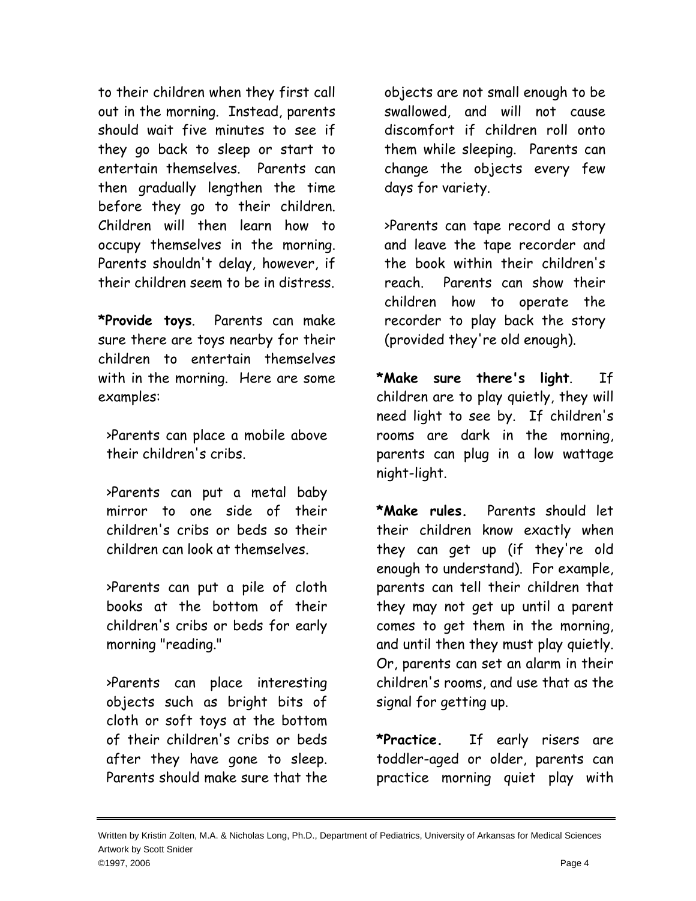to their children when they first call out in the morning. Instead, parents should wait five minutes to see if they go back to sleep or start to entertain themselves. Parents can then gradually lengthen the time before they go to their children. Children will then learn how to occupy themselves in the morning. Parents shouldn't delay, however, if their children seem to be in distress.

***Provide toys**. Parents can make sure there are toys nearby for their children to entertain themselves with in the morning. Here are some examples:

>Parents can place a mobile above their children's cribs.

>Parents can put a metal baby mirror to one side of their children's cribs or beds so their children can look at themselves.

>Parents can put a pile of cloth books at the bottom of their children's cribs or beds for early morning "reading."

>Parents can place interesting objects such as bright bits of cloth or soft toys at the bottom of their children's cribs or beds after they have gone to sleep. Parents should make sure that the objects are not small enough to be swallowed, and will not cause discomfort if children roll onto them while sleeping. Parents can change the objects every few days for variety.

>Parents can tape record a story and leave the tape recorder and the book within their children's reach. Parents can show their children how to operate the recorder to play back the story (provided they're old enough).

***Make sure there's light**. If children are to play quietly, they will need light to see by. If children's rooms are dark in the morning, parents can plug in a low wattage night-light.

***Make rules.** Parents should let their children know exactly when they can get up (if they're old enough to understand). For example, parents can tell their children that they may not get up until a parent comes to get them in the morning, and until then they must play quietly. Or, parents can set an alarm in their children's rooms, and use that as the signal for getting up.

***Practice.** If early risers are toddler-aged or older, parents can practice morning quiet play with

Written by Kristin Zolten, M.A. & Nicholas Long, Ph.D., Department of Pediatrics, University of Arkansas for Medical Sciences
Artwork by Scott Snider
©1997, 2006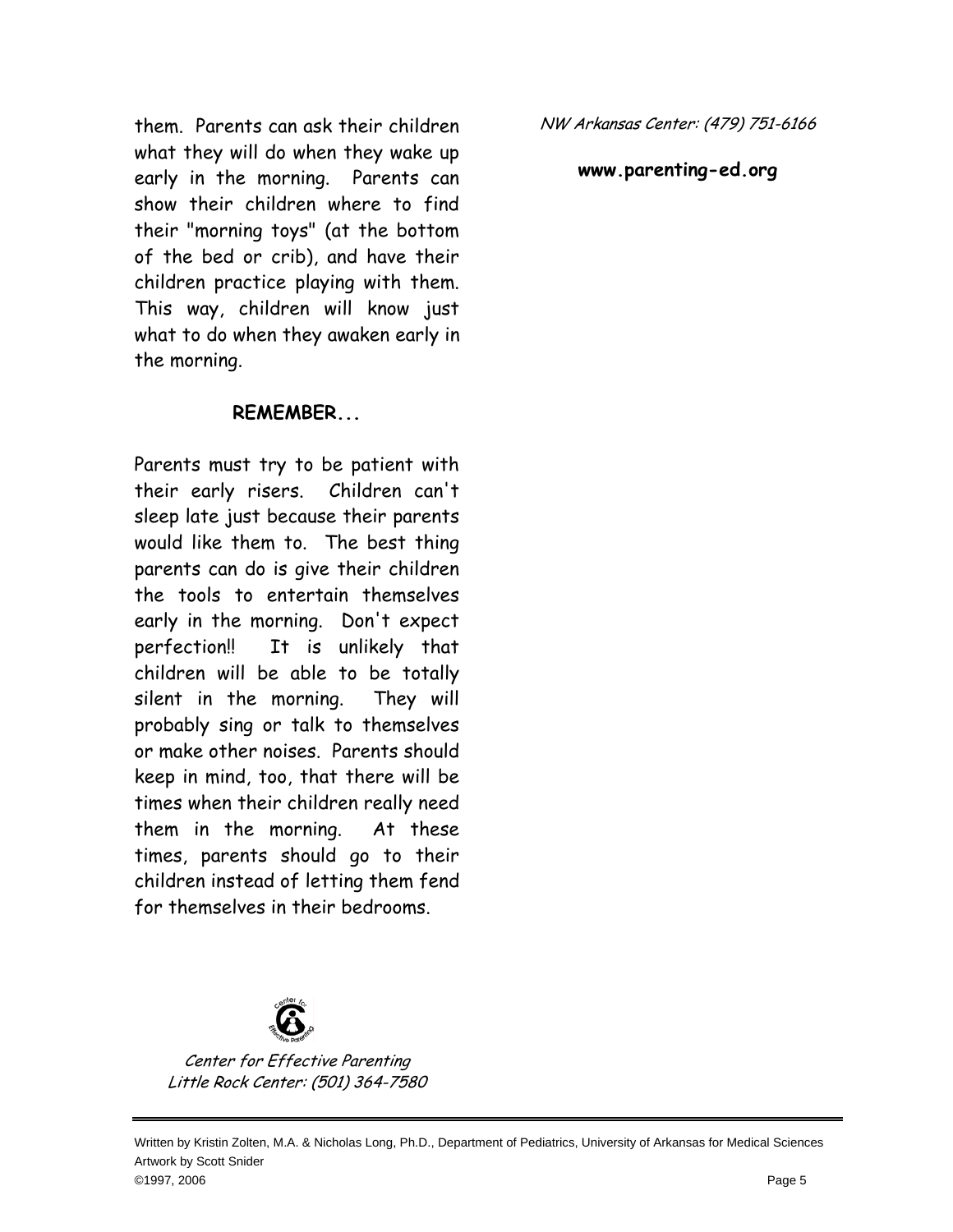them. Parents can ask their children what they will do when they wake up early in the morning. Parents can show their children where to find their "morning toys" (at the bottom of the bed or crib), and have their children practice playing with them. This way, children will know just what to do when they awaken early in the morning.

**REMEMBER...**

Parents must try to be patient with their early risers. Children can't sleep late just because their parents would like them to. The best thing parents can do is give their children the tools to entertain themselves early in the morning. Don't expect perfection!! It is unlikely that children will be able to be totally silent in the morning. They will probably sing or talk to themselves or make other noises. Parents should keep in mind, too, that there will be times when their children really need them in the morning. At these times, parents should go to their children instead of letting them fend for themselves in their bedrooms.

*Center for Effective Parenting*
*Little Rock Center: (501) 364-7580*

*NW Arkansas Center: (479) 751-6166*

**www.parenting-ed.org**

Written by Kristin Zolten, M.A. & Nicholas Long, Ph.D., Department of Pediatrics, University of Arkansas for Medical Sciences
Artwork by Scott Snider
©1997, 2006